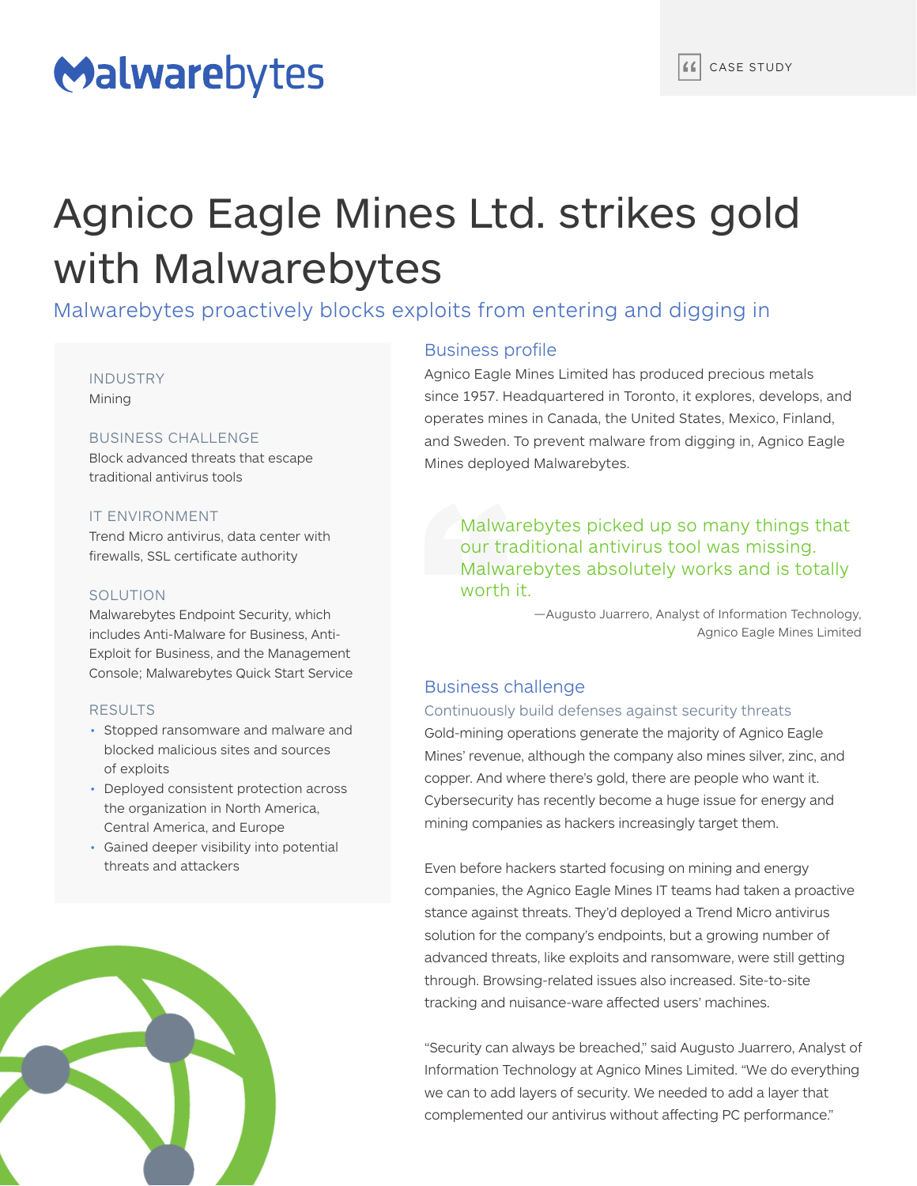Malwarebytes

CASE STUDY

# Agnico Eagle Mines Ltd. strikes gold with Malwarebytes

## Malwarebytes proactively blocks exploits from entering and digging in

**INDUSTRY**
Mining

**BUSINESS CHALLENGE**
Block advanced threats that escape traditional antivirus tools

**IT ENVIRONMENT**
Trend Micro antivirus, data center with firewalls, SSL certificate authority

**SOLUTION**
Malwarebytes Endpoint Security, which includes Anti-Malware for Business, Anti-Exploit for Business, and the Management Console; Malwarebytes Quick Start Service

**RESULTS**

- Stopped ransomware and malware and blocked malicious sites and sources of exploits
- Deployed consistent protection across the organization in North America, Central America, and Europe
- Gained deeper visibility into potential threats and attackers

### Business profile

Agnico Eagle Mines Limited has produced precious metals since 1957. Headquartered in Toronto, it explores, develops, and operates mines in Canada, the United States, Mexico, Finland, and Sweden. To prevent malware from digging in, Agnico Eagle Mines deployed Malwarebytes.

> Malwarebytes picked up so many things that our traditional antivirus tool was missing. Malwarebytes absolutely works and is totally worth it.
>
> —Augusto Juarrero, Analyst of Information Technology, Agnico Eagle Mines Limited

### Business challenge

#### Continuously build defenses against security threats

Gold-mining operations generate the majority of Agnico Eagle Mines' revenue, although the company also mines silver, zinc, and copper. And where there's gold, there are people who want it. Cybersecurity has recently become a huge issue for energy and mining companies as hackers increasingly target them.

Even before hackers started focusing on mining and energy companies, the Agnico Eagle Mines IT teams had taken a proactive stance against threats. They'd deployed a Trend Micro antivirus solution for the company's endpoints, but a growing number of advanced threats, like exploits and ransomware, were still getting through. Browsing-related issues also increased. Site-to-site tracking and nuisance-ware affected users' machines.

"Security can always be breached," said Augusto Juarrero, Analyst of Information Technology at Agnico Mines Limited. "We do everything we can to add layers of security. We needed to add a layer that complemented our antivirus without affecting PC performance."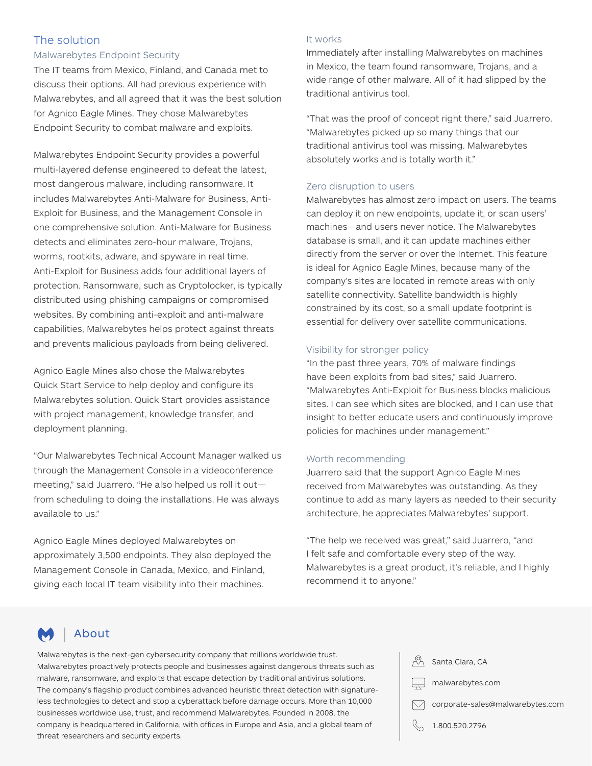## The solution

### Malwarebytes Endpoint Security

The IT teams from Mexico, Finland, and Canada met to discuss their options. All had previous experience with Malwarebytes, and all agreed that it was the best solution for Agnico Eagle Mines. They chose Malwarebytes Endpoint Security to combat malware and exploits.

Malwarebytes Endpoint Security provides a powerful multi-layered defense engineered to defeat the latest, most dangerous malware, including ransomware. It includes Malwarebytes Anti-Malware for Business, Anti-Exploit for Business, and the Management Console in one comprehensive solution. Anti-Malware for Business detects and eliminates zero-hour malware, Trojans, worms, rootkits, adware, and spyware in real time. Anti-Exploit for Business adds four additional layers of protection. Ransomware, such as Cryptolocker, is typically distributed using phishing campaigns or compromised websites. By combining anti-exploit and anti-malware capabilities, Malwarebytes helps protect against threats and prevents malicious payloads from being delivered.

Agnico Eagle Mines also chose the Malwarebytes Quick Start Service to help deploy and configure its Malwarebytes solution. Quick Start provides assistance with project management, knowledge transfer, and deployment planning.

"Our Malwarebytes Technical Account Manager walked us through the Management Console in a videoconference meeting," said Juarrero. "He also helped us roll it out—from scheduling to doing the installations. He was always available to us."

Agnico Eagle Mines deployed Malwarebytes on approximately 3,500 endpoints. They also deployed the Management Console in Canada, Mexico, and Finland, giving each local IT team visibility into their machines.

### It works

Immediately after installing Malwarebytes on machines in Mexico, the team found ransomware, Trojans, and a wide range of other malware. All of it had slipped by the traditional antivirus tool.

"That was the proof of concept right there," said Juarrero. "Malwarebytes picked up so many things that our traditional antivirus tool was missing. Malwarebytes absolutely works and is totally worth it."

### Zero disruption to users

Malwarebytes has almost zero impact on users. The teams can deploy it on new endpoints, update it, or scan users' machines—and users never notice. The Malwarebytes database is small, and it can update machines either directly from the server or over the Internet. This feature is ideal for Agnico Eagle Mines, because many of the company's sites are located in remote areas with only satellite connectivity. Satellite bandwidth is highly constrained by its cost, so a small update footprint is essential for delivery over satellite communications.

### Visibility for stronger policy

"In the past three years, 70% of malware findings have been exploits from bad sites," said Juarrero. "Malwarebytes Anti-Exploit for Business blocks malicious sites. I can see which sites are blocked, and I can use that insight to better educate users and continuously improve policies for machines under management."

### Worth recommending

Juarrero said that the support Agnico Eagle Mines received from Malwarebytes was outstanding. As they continue to add as many layers as needed to their security architecture, he appreciates Malwarebytes' support.

"The help we received was great," said Juarrero, "and I felt safe and comfortable every step of the way. Malwarebytes is a great product, it's reliable, and I highly recommend it to anyone."

## About

Malwarebytes is the next-gen cybersecurity company that millions worldwide trust. Malwarebytes proactively protects people and businesses against dangerous threats such as malware, ransomware, and exploits that escape detection by traditional antivirus solutions. The company's flagship product combines advanced heuristic threat detection with signature-less technologies to detect and stop a cyberattack before damage occurs. More than 10,000 businesses worldwide use, trust, and recommend Malwarebytes. Founded in 2008, the company is headquartered in California, with offices in Europe and Asia, and a global team of threat researchers and security experts.

Santa Clara, CA

malwarebytes.com

corporate-sales@malwarebytes.com

1.800.520.2796